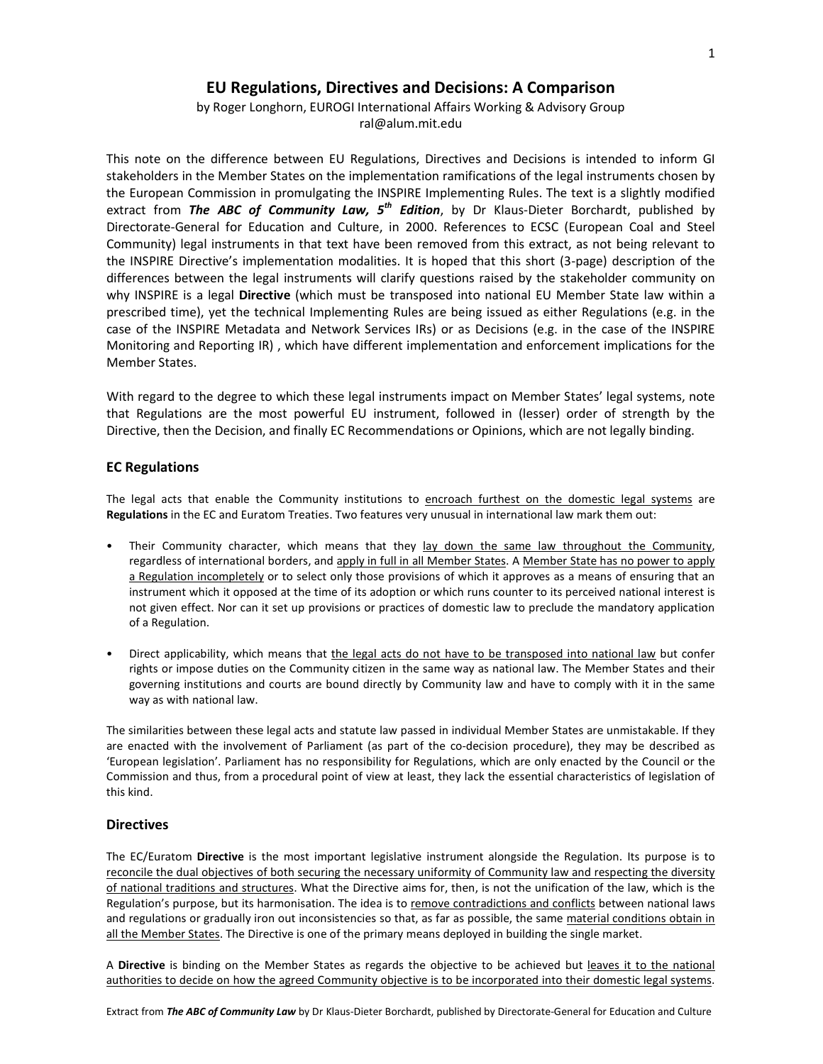# EU Regulations, Directives and Decisions: A Comparison

by Roger Longhorn, EUROGI International Affairs Working & Advisory Group
ral@alum.mit.edu

This note on the difference between EU Regulations, Directives and Decisions is intended to inform GI stakeholders in the Member States on the implementation ramifications of the legal instruments chosen by the European Commission in promulgating the INSPIRE Implementing Rules. The text is a slightly modified extract from ***The ABC of Community Law, 5th Edition***, by Dr Klaus-Dieter Borchardt, published by Directorate-General for Education and Culture, in 2000. References to ECSC (European Coal and Steel Community) legal instruments in that text have been removed from this extract, as not being relevant to the INSPIRE Directive's implementation modalities. It is hoped that this short (3-page) description of the differences between the legal instruments will clarify questions raised by the stakeholder community on why INSPIRE is a legal **Directive** (which must be transposed into national EU Member State law within a prescribed time), yet the technical Implementing Rules are being issued as either Regulations (e.g. in the case of the INSPIRE Metadata and Network Services IRs) or as Decisions (e.g. in the case of the INSPIRE Monitoring and Reporting IR) , which have different implementation and enforcement implications for the Member States.

With regard to the degree to which these legal instruments impact on Member States' legal systems, note that Regulations are the most powerful EU instrument, followed in (lesser) order of strength by the Directive, then the Decision, and finally EC Recommendations or Opinions, which are not legally binding.

## EC Regulations

The legal acts that enable the Community institutions to encroach furthest on the domestic legal systems are **Regulations** in the EC and Euratom Treaties. Two features very unusual in international law mark them out:

- Their Community character, which means that they lay down the same law throughout the Community, regardless of international borders, and apply in full in all Member States. A Member State has no power to apply a Regulation incompletely or to select only those provisions of which it approves as a means of ensuring that an instrument which it opposed at the time of its adoption or which runs counter to its perceived national interest is not given effect. Nor can it set up provisions or practices of domestic law to preclude the mandatory application of a Regulation.

- Direct applicability, which means that the legal acts do not have to be transposed into national law but confer rights or impose duties on the Community citizen in the same way as national law. The Member States and their governing institutions and courts are bound directly by Community law and have to comply with it in the same way as with national law.

The similarities between these legal acts and statute law passed in individual Member States are unmistakable. If they are enacted with the involvement of Parliament (as part of the co-decision procedure), they may be described as 'European legislation'. Parliament has no responsibility for Regulations, which are only enacted by the Council or the Commission and thus, from a procedural point of view at least, they lack the essential characteristics of legislation of this kind.

## Directives

The EC/Euratom **Directive** is the most important legislative instrument alongside the Regulation. Its purpose is to reconcile the dual objectives of both securing the necessary uniformity of Community law and respecting the diversity of national traditions and structures. What the Directive aims for, then, is not the unification of the law, which is the Regulation's purpose, but its harmonisation. The idea is to remove contradictions and conflicts between national laws and regulations or gradually iron out inconsistencies so that, as far as possible, the same material conditions obtain in all the Member States. The Directive is one of the primary means deployed in building the single market.

A **Directive** is binding on the Member States as regards the objective to be achieved but leaves it to the national authorities to decide on how the agreed Community objective is to be incorporated into their domestic legal systems.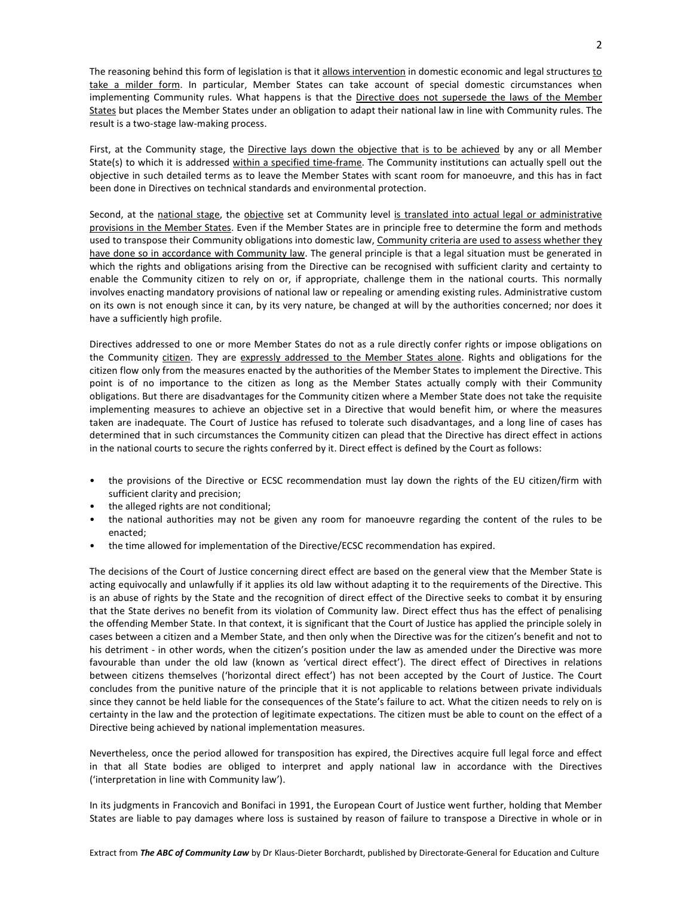The reasoning behind this form of legislation is that it <u>allows intervention</u> in domestic economic and legal structures <u>to take a milder form</u>. In particular, Member States can take account of special domestic circumstances when implementing Community rules. What happens is that the <u>Directive does not supersede the laws of the Member States</u> but places the Member States under an obligation to adapt their national law in line with Community rules. The result is a two-stage law-making process.

First, at the Community stage, the <u>Directive lays down the objective that is to be achieved</u> by any or all Member State(s) to which it is addressed <u>within a specified time-frame</u>. The Community institutions can actually spell out the objective in such detailed terms as to leave the Member States with scant room for manoeuvre, and this has in fact been done in Directives on technical standards and environmental protection.

Second, at the <u>national stage</u>, the <u>objective</u> set at Community level <u>is translated into actual legal or administrative provisions in the Member States</u>. Even if the Member States are in principle free to determine the form and methods used to transpose their Community obligations into domestic law, <u>Community criteria are used to assess whether they have done so in accordance with Community law</u>. The general principle is that a legal situation must be generated in which the rights and obligations arising from the Directive can be recognised with sufficient clarity and certainty to enable the Community citizen to rely on or, if appropriate, challenge them in the national courts. This normally involves enacting mandatory provisions of national law or repealing or amending existing rules. Administrative custom on its own is not enough since it can, by its very nature, be changed at will by the authorities concerned; nor does it have a sufficiently high profile.

Directives addressed to one or more Member States do not as a rule directly confer rights or impose obligations on the Community <u>citizen</u>. They are <u>expressly addressed to the Member States alone</u>. Rights and obligations for the citizen flow only from the measures enacted by the authorities of the Member States to implement the Directive. This point is of no importance to the citizen as long as the Member States actually comply with their Community obligations. But there are disadvantages for the Community citizen where a Member State does not take the requisite implementing measures to achieve an objective set in a Directive that would benefit him, or where the measures taken are inadequate. The Court of Justice has refused to tolerate such disadvantages, and a long line of cases has determined that in such circumstances the Community citizen can plead that the Directive has direct effect in actions in the national courts to secure the rights conferred by it. Direct effect is defined by the Court as follows:

- the provisions of the Directive or ECSC recommendation must lay down the rights of the EU citizen/firm with sufficient clarity and precision;
- the alleged rights are not conditional;
- the national authorities may not be given any room for manoeuvre regarding the content of the rules to be enacted;
- the time allowed for implementation of the Directive/ECSC recommendation has expired.

The decisions of the Court of Justice concerning direct effect are based on the general view that the Member State is acting equivocally and unlawfully if it applies its old law without adapting it to the requirements of the Directive. This is an abuse of rights by the State and the recognition of direct effect of the Directive seeks to combat it by ensuring that the State derives no benefit from its violation of Community law. Direct effect thus has the effect of penalising the offending Member State. In that context, it is significant that the Court of Justice has applied the principle solely in cases between a citizen and a Member State, and then only when the Directive was for the citizen's benefit and not to his detriment - in other words, when the citizen's position under the law as amended under the Directive was more favourable than under the old law (known as 'vertical direct effect'). The direct effect of Directives in relations between citizens themselves ('horizontal direct effect') has not been accepted by the Court of Justice. The Court concludes from the punitive nature of the principle that it is not applicable to relations between private individuals since they cannot be held liable for the consequences of the State's failure to act. What the citizen needs to rely on is certainty in the law and the protection of legitimate expectations. The citizen must be able to count on the effect of a Directive being achieved by national implementation measures.

Nevertheless, once the period allowed for transposition has expired, the Directives acquire full legal force and effect in that all State bodies are obliged to interpret and apply national law in accordance with the Directives ('interpretation in line with Community law').

In its judgments in Francovich and Bonifaci in 1991, the European Court of Justice went further, holding that Member States are liable to pay damages where loss is sustained by reason of failure to transpose a Directive in whole or in

Extract from ***The ABC of Community Law*** by Dr Klaus-Dieter Borchardt, published by Directorate-General for Education and Culture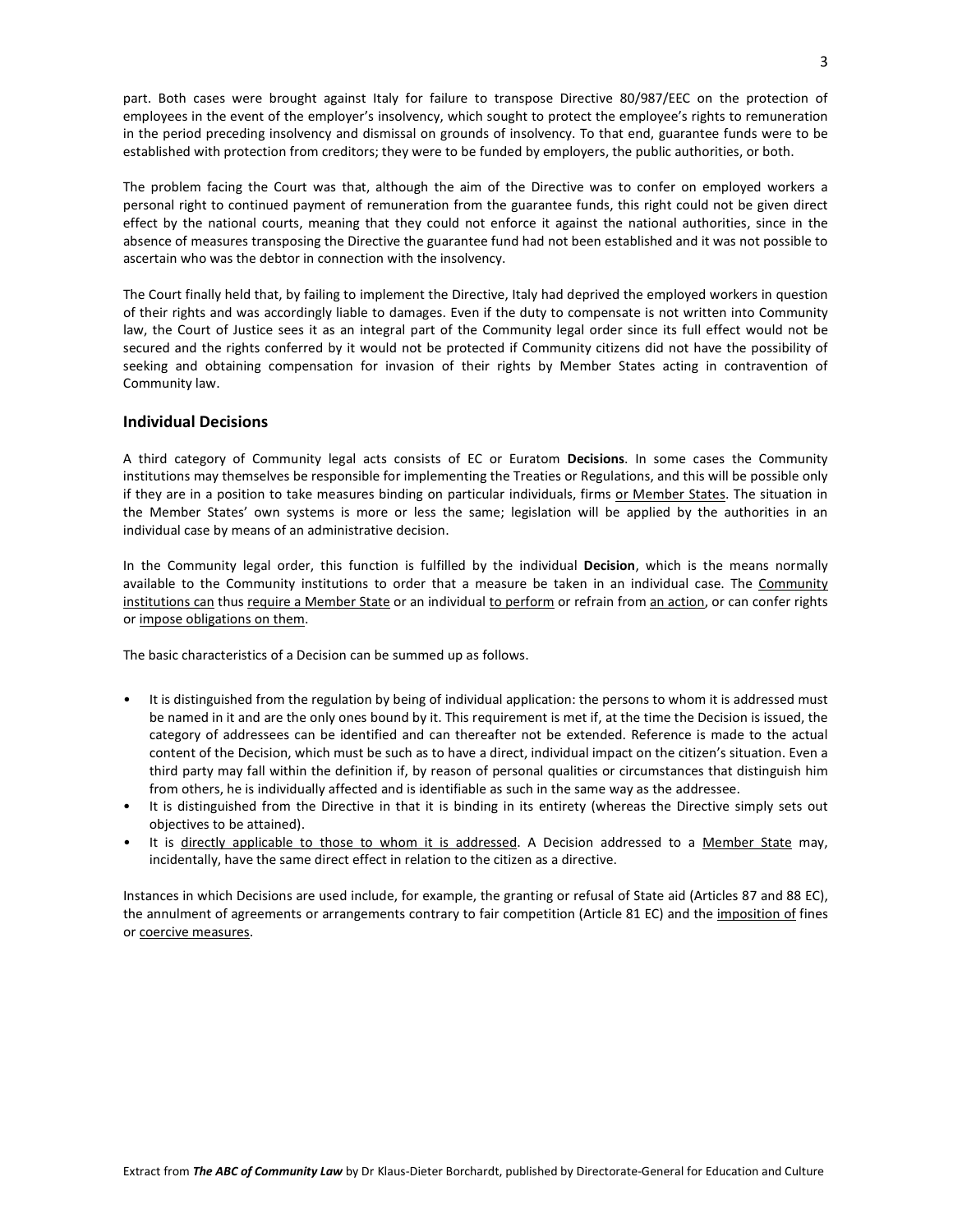part. Both cases were brought against Italy for failure to transpose Directive 80/987/EEC on the protection of employees in the event of the employer's insolvency, which sought to protect the employee's rights to remuneration in the period preceding insolvency and dismissal on grounds of insolvency. To that end, guarantee funds were to be established with protection from creditors; they were to be funded by employers, the public authorities, or both.

The problem facing the Court was that, although the aim of the Directive was to confer on employed workers a personal right to continued payment of remuneration from the guarantee funds, this right could not be given direct effect by the national courts, meaning that they could not enforce it against the national authorities, since in the absence of measures transposing the Directive the guarantee fund had not been established and it was not possible to ascertain who was the debtor in connection with the insolvency.

The Court finally held that, by failing to implement the Directive, Italy had deprived the employed workers in question of their rights and was accordingly liable to damages. Even if the duty to compensate is not written into Community law, the Court of Justice sees it as an integral part of the Community legal order since its full effect would not be secured and the rights conferred by it would not be protected if Community citizens did not have the possibility of seeking and obtaining compensation for invasion of their rights by Member States acting in contravention of Community law.

### Individual Decisions

A third category of Community legal acts consists of EC or Euratom **Decisions**. In some cases the Community institutions may themselves be responsible for implementing the Treaties or Regulations, and this will be possible only if they are in a position to take measures binding on particular individuals, firms or Member States. The situation in the Member States' own systems is more or less the same; legislation will be applied by the authorities in an individual case by means of an administrative decision.

In the Community legal order, this function is fulfilled by the individual **Decision**, which is the means normally available to the Community institutions to order that a measure be taken in an individual case. The Community institutions can thus require a Member State or an individual to perform or refrain from an action, or can confer rights or impose obligations on them.

The basic characteristics of a Decision can be summed up as follows.

- It is distinguished from the regulation by being of individual application: the persons to whom it is addressed must be named in it and are the only ones bound by it. This requirement is met if, at the time the Decision is issued, the category of addressees can be identified and can thereafter not be extended. Reference is made to the actual content of the Decision, which must be such as to have a direct, individual impact on the citizen's situation. Even a third party may fall within the definition if, by reason of personal qualities or circumstances that distinguish him from others, he is individually affected and is identifiable as such in the same way as the addressee.
- It is distinguished from the Directive in that it is binding in its entirety (whereas the Directive simply sets out objectives to be attained).
- It is directly applicable to those to whom it is addressed. A Decision addressed to a Member State may, incidentally, have the same direct effect in relation to the citizen as a directive.

Instances in which Decisions are used include, for example, the granting or refusal of State aid (Articles 87 and 88 EC), the annulment of agreements or arrangements contrary to fair competition (Article 81 EC) and the imposition of fines or coercive measures.

Extract from ***The ABC of Community Law*** by Dr Klaus-Dieter Borchardt, published by Directorate-General for Education and Culture